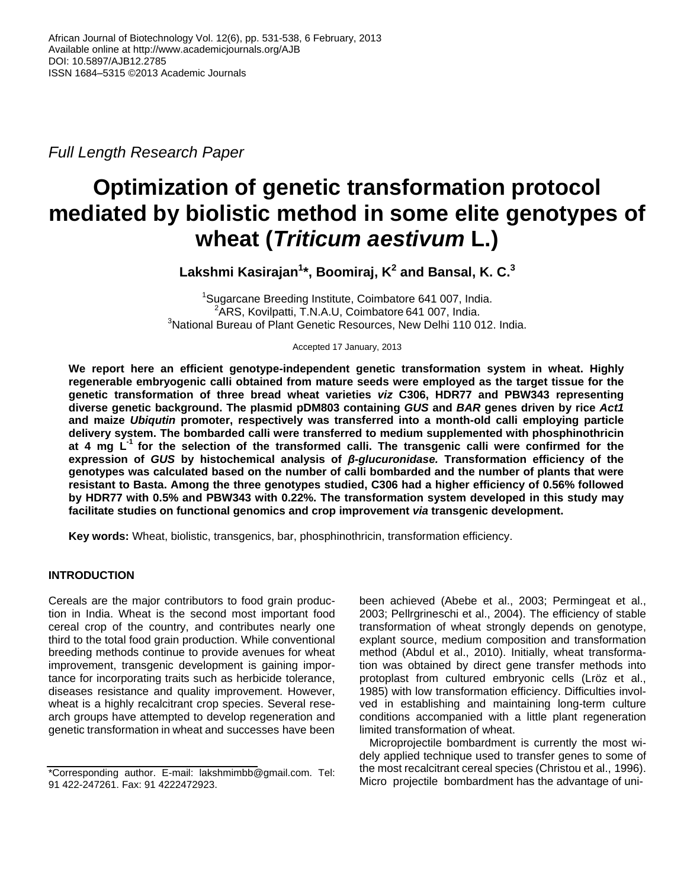Full Length Research Paper

# Optimization of genetic transformation protocol mediated by biolistic method in some elite genotypes of wheat (*Triticum aestivum* L.)

**Lakshmi Kasirajan[1]\*, Boomiraj, K[2] and Bansal, K. C.[3]**

[1]Sugarcane Breeding Institute, Coimbatore 641 007, India.
[2]ARS, Kovilpatti, T.N.A.U, Coimbatore 641 007, India.
[3]National Bureau of Plant Genetic Resources, New Delhi 110 012. India.

Accepted 17 January, 2013

**We report here an efficient genotype-independent genetic transformation system in wheat. Highly regenerable embryogenic calli obtained from mature seeds were employed as the target tissue for the genetic transformation of three bread wheat varieties *viz* C306, HDR77 and PBW343 representing diverse genetic background. The plasmid pDM803 containing *GUS* and *BAR* genes driven by rice *Act1* and maize *Ubiqutin* promoter, respectively was transferred into a month-old calli employing particle delivery system. The bombarded calli were transferred to medium supplemented with phosphinothricin at 4 mg $L^{-1}$ for the selection of the transformed calli. The transgenic calli were confirmed for the expression of *GUS* by histochemical analysis of *β-glucuronidase.* Transformation efficiency of the genotypes was calculated based on the number of calli bombarded and the number of plants that were resistant to Basta. Among the three genotypes studied, C306 had a higher efficiency of 0.56% followed by HDR77 with 0.5% and PBW343 with 0.22%. The transformation system developed in this study may facilitate studies on functional genomics and crop improvement *via* transgenic development.**

**Key words:** Wheat, biolistic, transgenics, bar, phosphinothricin, transformation efficiency.

## INTRODUCTION

Cereals are the major contributors to food grain production in India. Wheat is the second most important food cereal crop of the country, and contributes nearly one third to the total food grain production. While conventional breeding methods continue to provide avenues for wheat improvement, transgenic development is gaining importance for incorporating traits such as herbicide tolerance, diseases resistance and quality improvement. However, wheat is a highly recalcitrant crop species. Several research groups have attempted to develop regeneration and genetic transformation in wheat and successes have been achieved (Abebe et al., 2003; Permingeat et al., 2003; Pellrgrineschi et al., 2004). The efficiency of stable transformation of wheat strongly depends on genotype, explant source, medium composition and transformation method (Abdul et al., 2010). Initially, wheat transformation was obtained by direct gene transfer methods into protoplast from cultured embryonic cells (Lröz et al., 1985) with low transformation efficiency. Difficulties involved in establishing and maintaining long-term culture conditions accompanied with a little plant regeneration limited transformation of wheat.

Microprojectile bombardment is currently the most widely applied technique used to transfer genes to some of the most recalcitrant cereal species (Christou et al., 1996). Micro projectile bombardment has the advantage of uni-

\*Corresponding author. E-mail: lakshmimbb@gmail.com. Tel: 91 422-247261. Fax: 91 4222472923.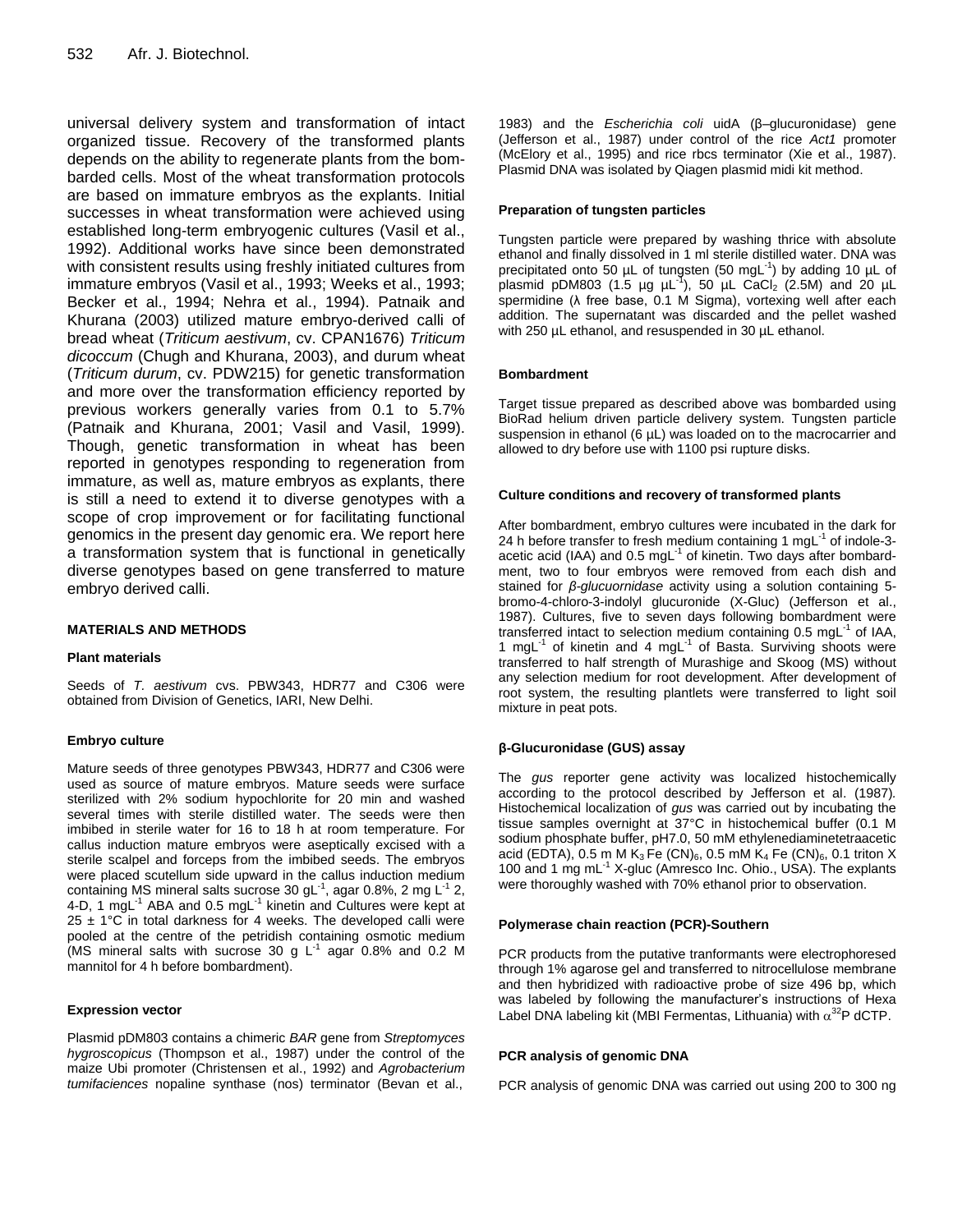universal delivery system and transformation of intact organized tissue. Recovery of the transformed plants depends on the ability to regenerate plants from the bombarded cells. Most of the wheat transformation protocols are based on immature embryos as the explants. Initial successes in wheat transformation were achieved using established long-term embryogenic cultures (Vasil et al., 1992). Additional works have since been demonstrated with consistent results using freshly initiated cultures from immature embryos (Vasil et al., 1993; Weeks et al., 1993; Becker et al., 1994; Nehra et al., 1994). Patnaik and Khurana (2003) utilized mature embryo-derived calli of bread wheat (*Triticum aestivum*, cv. CPAN1676) *Triticum dicoccum* (Chugh and Khurana, 2003), and durum wheat (*Triticum durum*, cv. PDW215) for genetic transformation and more over the transformation efficiency reported by previous workers generally varies from 0.1 to 5.7% (Patnaik and Khurana, 2001; Vasil and Vasil, 1999). Though, genetic transformation in wheat has been reported in genotypes responding to regeneration from immature, as well as, mature embryos as explants, there is still a need to extend it to diverse genotypes with a scope of crop improvement or for facilitating functional genomics in the present day genomic era. We report here a transformation system that is functional in genetically diverse genotypes based on gene transferred to mature embryo derived calli.

## MATERIALS AND METHODS

### Plant materials

Seeds of *T. aestivum* cvs. PBW343, HDR77 and C306 were obtained from Division of Genetics, IARI, New Delhi.

### Embryo culture

Mature seeds of three genotypes PBW343, HDR77 and C306 were used as source of mature embryos. Mature seeds were surface sterilized with 2% sodium hypochlorite for 20 min and washed several times with sterile distilled water. The seeds were then imbibed in sterile water for 16 to 18 h at room temperature. For callus induction mature embryos were aseptically excised with a sterile scalpel and forceps from the imbibed seeds. The embryos were placed scutellum side upward in the callus induction medium containing MS mineral salts sucrose 30 $gL^{-1}$, agar 0.8%, 2 mg $L^{-1}$ 2, 4-D, 1 $mgL^{-1}$ ABA and 0.5 $mgL^{-1}$ kinetin and Cultures were kept at 25 ± 1°C in total darkness for 4 weeks. The developed calli were pooled at the centre of the petridish containing osmotic medium (MS mineral salts with sucrose 30 g $L^{-1}$ agar 0.8% and 0.2 M mannitol for 4 h before bombardment).

### Expression vector

Plasmid pDM803 contains a chimeric *BAR* gene from *Streptomyces hygroscopicus* (Thompson et al., 1987) under the control of the maize Ubi promoter (Christensen et al., 1992) and *Agrobacterium tumifaciences* nopaline synthase (nos) terminator (Bevan et al., 1983) and the *Escherichia coli* uidA (β–glucuronidase) gene (Jefferson et al., 1987) under control of the rice *Act1* promoter (McElory et al., 1995) and rice rbcs terminator (Xie et al., 1987). Plasmid DNA was isolated by Qiagen plasmid midi kit method.

### Preparation of tungsten particles

Tungsten particle were prepared by washing thrice with absolute ethanol and finally dissolved in 1 ml sterile distilled water. DNA was precipitated onto 50 µL of tungsten (50 $mgL^{-1}$) by adding 10 µL of plasmid pDM803 (1.5 µg $\mu L^{-1}$), 50 µL $CaCl_2$ (2.5M) and 20 µL spermidine (λ free base, 0.1 M Sigma), vortexing well after each addition. The supernatant was discarded and the pellet washed with 250 µL ethanol, and resuspended in 30 µL ethanol.

### Bombardment

Target tissue prepared as described above was bombarded using BioRad helium driven particle delivery system. Tungsten particle suspension in ethanol (6 µL) was loaded on to the macrocarrier and allowed to dry before use with 1100 psi rupture disks.

### Culture conditions and recovery of transformed plants

After bombardment, embryo cultures were incubated in the dark for 24 h before transfer to fresh medium containing 1 $mgL^{-1}$ of indole-3-acetic acid (IAA) and 0.5 $mgL^{-1}$ of kinetin. Two days after bombardment, two to four embryos were removed from each dish and stained for *β-glucuornidase* activity using a solution containing 5-bromo-4-chloro-3-indolyl glucuronide (X-Gluc) (Jefferson et al., 1987). Cultures, five to seven days following bombardment were transferred intact to selection medium containing 0.5 $mgL^{-1}$ of IAA, 1 $mgL^{-1}$ of kinetin and 4 $mgL^{-1}$ of Basta. Surviving shoots were transferred to half strength of Murashige and Skoog (MS) without any selection medium for root development. After development of root system, the resulting plantlets were transferred to light soil mixture in peat pots.

### β-Glucuronidase (GUS) assay

The *gus* reporter gene activity was localized histochemically according to the protocol described by Jefferson et al. (1987). Histochemical localization of *gus* was carried out by incubating the tissue samples overnight at 37°C in histochemical buffer (0.1 M sodium phosphate buffer, pH7.0, 50 mM ethylenediaminetetraacetic acid (EDTA), 0.5 m M $K_3Fe(CN)_6$, 0.5 mM $K_4Fe(CN)_6$, 0.1 triton X 100 and 1 mg $mL^{-1}$ X-gluc (Amresco Inc. Ohio., USA). The explants were thoroughly washed with 70% ethanol prior to observation.

### Polymerase chain reaction (PCR)-Southern

PCR products from the putative tranformants were electrophoresed through 1% agarose gel and transferred to nitrocellulose membrane and then hybridized with radioactive probe of size 496 bp, which was labeled by following the manufacturer's instructions of Hexa Label DNA labeling kit (MBI Fermentas, Lithuania) with $\alpha^{32}$P dCTP.

### PCR analysis of genomic DNA

PCR analysis of genomic DNA was carried out using 200 to 300 ng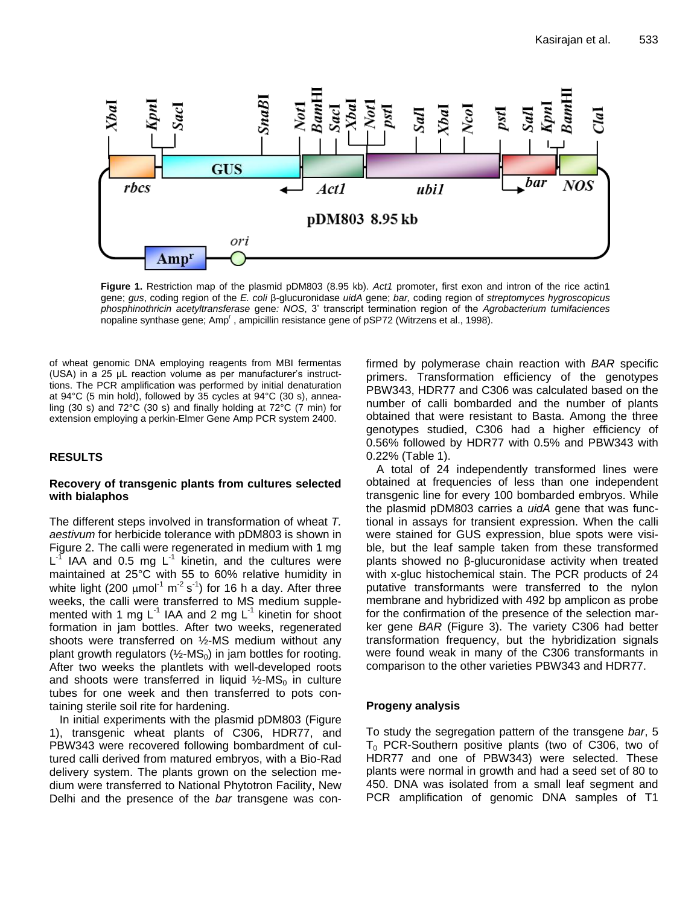**Figure 1.** Restriction map of the plasmid pDM803 (8.95 kb). *Act1* promoter, first exon and intron of the rice actin1 gene; *gus*, coding region of the *E. coli* β-glucuronidase *uidA* gene; *bar,* coding region of *streptomyces hygroscopicus phosphinothricin acetyltransferase* gene*: NOS*, 3' transcript termination region of the *Agrobacterium tumifaciences* nopaline synthase gene; Amp$^r$ , ampicillin resistance gene of pSP72 (Witrzens et al., 1998).

of wheat genomic DNA employing reagents from MBI fermentas (USA) in a 25 µL reaction volume as per manufacturer's instructions. The PCR amplification was performed by initial denaturation at 94°C (5 min hold), followed by 35 cycles at 94°C (30 s), annealing (30 s) and 72°C (30 s) and finally holding at 72°C (7 min) for extension employing a perkin-Elmer Gene Amp PCR system 2400.

## RESULTS

### Recovery of transgenic plants from cultures selected with bialaphos

The different steps involved in transformation of wheat *T. aestivum* for herbicide tolerance with pDM803 is shown in Figure 2. The calli were regenerated in medium with 1 mg $L^{-1}$ IAA and 0.5 mg $L^{-1}$ kinetin, and the cultures were maintained at 25°C with 55 to 60% relative humidity in white light (200 $\mu mol^{-1}$ $m^{-2}$ $s^{-1}$) for 16 h a day. After three weeks, the calli were transferred to MS medium supplemented with 1 mg $L^{-1}$ IAA and 2 mg $L^{-1}$ kinetin for shoot formation in jam bottles. After two weeks, regenerated shoots were transferred on ½-MS medium without any plant growth regulators (½-$MS_0$) in jam bottles for rooting. After two weeks the plantlets with well-developed roots and shoots were transferred in liquid ½-$MS_0$ in culture tubes for one week and then transferred to pots containing sterile soil rite for hardening.

In initial experiments with the plasmid pDM803 (Figure 1), transgenic wheat plants of C306, HDR77, and PBW343 were recovered following bombardment of cultured calli derived from matured embryos, with a Bio-Rad delivery system. The plants grown on the selection medium were transferred to National Phytotron Facility, New Delhi and the presence of the *bar* transgene was confirmed by polymerase chain reaction with *BAR* specific primers. Transformation efficiency of the genotypes PBW343, HDR77 and C306 was calculated based on the number of calli bombarded and the number of plants obtained that were resistant to Basta. Among the three genotypes studied, C306 had a higher efficiency of 0.56% followed by HDR77 with 0.5% and PBW343 with 0.22% (Table 1).

A total of 24 independently transformed lines were obtained at frequencies of less than one independent transgenic line for every 100 bombarded embryos. While the plasmid pDM803 carries a *uidA* gene that was functional in assays for transient expression. When the calli were stained for GUS expression, blue spots were visible, but the leaf sample taken from these transformed plants showed no β-glucuronidase activity when treated with x-gluc histochemical stain. The PCR products of 24 putative transformants were transferred to the nylon membrane and hybridized with 492 bp amplicon as probe for the confirmation of the presence of the selection marker gene *BAR* (Figure 3). The variety C306 had better transformation frequency, but the hybridization signals were found weak in many of the C306 transformants in comparison to the other varieties PBW343 and HDR77.

### Progeny analysis

To study the segregation pattern of the transgene *bar*, 5 $T_0$ PCR-Southern positive plants (two of C306, two of HDR77 and one of PBW343) were selected. These plants were normal in growth and had a seed set of 80 to 450. DNA was isolated from a small leaf segment and PCR amplification of genomic DNA samples of T1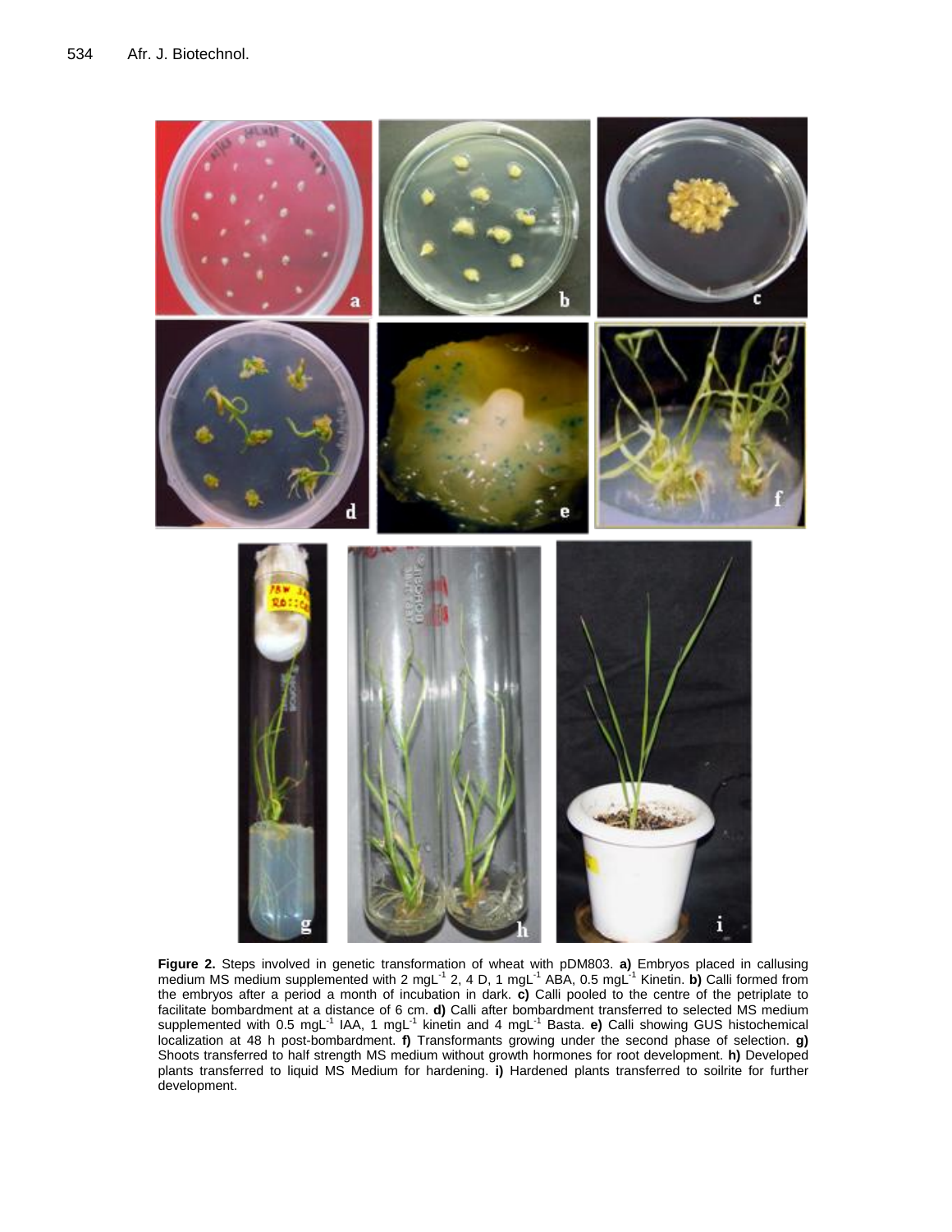**Figure 2.** Steps involved in genetic transformation of wheat with pDM803. **a)** Embryos placed in callusing medium MS medium supplemented with 2 mgL$^{-1}$ 2, 4 D, 1 mgL$^{-1}$ ABA, 0.5 mgL$^{-1}$ Kinetin. **b)** Calli formed from the embryos after a period a month of incubation in dark. **c)** Calli pooled to the centre of the petriplate to facilitate bombardment at a distance of 6 cm. **d)** Calli after bombardment transferred to selected MS medium supplemented with 0.5 mgL$^{-1}$ IAA, 1 mgL$^{-1}$ kinetin and 4 mgL$^{-1}$ Basta. **e)** Calli showing GUS histochemical localization at 48 h post-bombardment. **f)** Transformants growing under the second phase of selection. **g)** Shoots transferred to half strength MS medium without growth hormones for root development. **h)** Developed plants transferred to liquid MS Medium for hardening. **i)** Hardened plants transferred to soilrite for further development.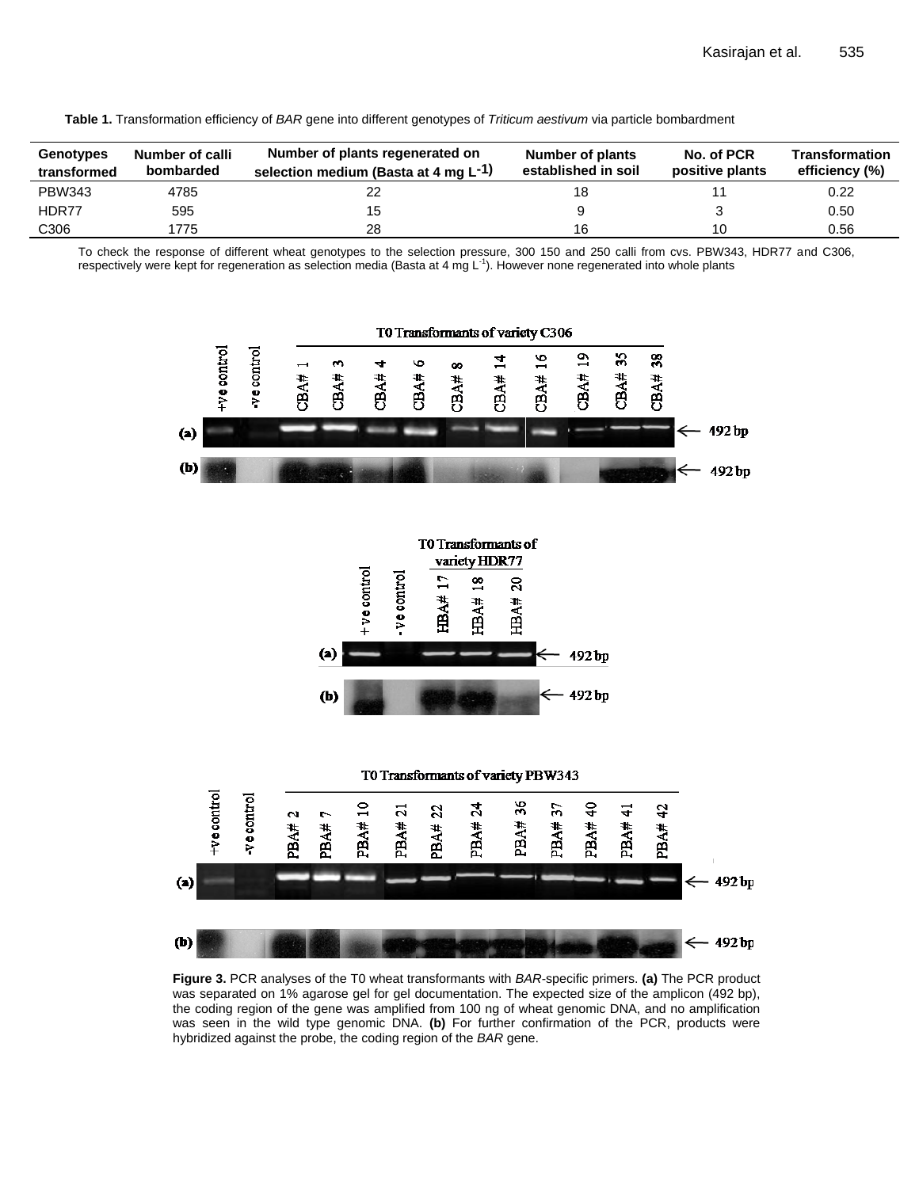**Table 1.** Transformation efficiency of *BAR* gene into different genotypes of *Triticum aestivum* via particle bombardment

| Genotypes transformed | Number of calli bombarded | Number of plants regenerated on selection medium (Basta at 4 mg $L^{-1}$) | Number of plants established in soil | No. of PCR positive plants | Transformation efficiency (%) |
|---|---|---|---|---|---|
| PBW343 | 4785 | 22 | 18 | 11 | 0.22 |
| HDR77 | 595 | 15 | 9 | 3 | 0.50 |
| C306 | 1775 | 28 | 16 | 10 | 0.56 |

To check the response of different wheat genotypes to the selection pressure, 300 150 and 250 calli from cvs. PBW343, HDR77 and C306, respectively were kept for regeneration as selection media (Basta at 4 mg $L^{-1}$). However none regenerated into whole plants

**Figure 3.** PCR analyses of the T0 wheat transformants with *BAR*-specific primers. **(a)** The PCR product was separated on 1% agarose gel for gel documentation. The expected size of the amplicon (492 bp), the coding region of the gene was amplified from 100 ng of wheat genomic DNA, and no amplification was seen in the wild type genomic DNA. **(b)** For further confirmation of the PCR, products were hybridized against the probe, the coding region of the *BAR* gene.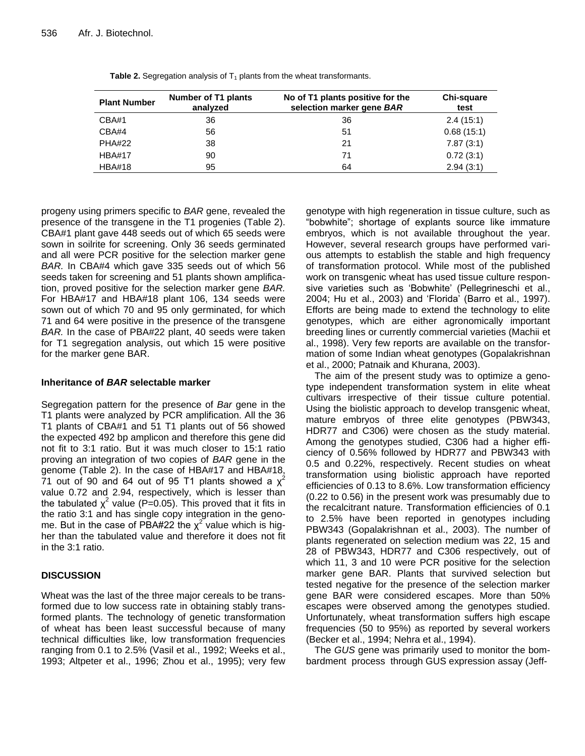**Table 2.** Segregation analysis of $T_1$ plants from the wheat transformants.

| Plant Number | Number of T1 plants analyzed | No of T1 plants positive for the selection marker gene *BAR* | Chi-square test |
|---|---|---|---|
| CBA#1 | 36 | 36 | 2.4 (15:1) |
| CBA#4 | 56 | 51 | 0.68 (15:1) |
| PHA#22 | 38 | 21 | 7.87 (3:1) |
| HBA#17 | 90 | 71 | 0.72 (3:1) |
| HBA#18 | 95 | 64 | 2.94 (3:1) |

progeny using primers specific to *BAR* gene, revealed the presence of the transgene in the T1 progenies (Table 2). CBA#1 plant gave 448 seeds out of which 65 seeds were sown in soilrite for screening. Only 36 seeds germinated and all were PCR positive for the selection marker gene *BAR.* In CBA#4 which gave 335 seeds out of which 56 seeds taken for screening and 51 plants shown amplification, proved positive for the selection marker gene *BAR.* For HBA#17 and HBA#18 plant 106, 134 seeds were sown out of which 70 and 95 only germinated, for which 71 and 64 were positive in the presence of the transgene *BAR.* In the case of PBA#22 plant, 40 seeds were taken for T1 segregation analysis, out which 15 were positive for the marker gene BAR.

### Inheritance of *BAR* selectable marker

Segregation pattern for the presence of *Bar* gene in the T1 plants were analyzed by PCR amplification. All the 36 T1 plants of CBA#1 and 51 T1 plants out of 56 showed the expected 492 bp amplicon and therefore this gene did not fit to 3:1 ratio. But it was much closer to 15:1 ratio proving an integration of two copies of *BAR* gene in the genome (Table 2). In the case of HBA#17 and HBA#18, 71 out of 90 and 64 out of 95 T1 plants showed a $\chi^2$ value 0.72 and 2.94, respectively, which is lesser than the tabulated $\chi^2$ value (P=0.05). This proved that it fits in the ratio 3:1 and has single copy integration in the genome. But in the case of PBA#22 the $\chi^2$ value which is higher than the tabulated value and therefore it does not fit in the 3:1 ratio.

## DISCUSSION

Wheat was the last of the three major cereals to be transformed due to low success rate in obtaining stably transformed plants. The technology of genetic transformation of wheat has been least successful because of many technical difficulties like, low transformation frequencies ranging from 0.1 to 2.5% (Vasil et al., 1992; Weeks et al., 1993; Altpeter et al., 1996; Zhou et al., 1995); very few genotype with high regeneration in tissue culture, such as "bobwhite"; shortage of explants source like immature embryos, which is not available throughout the year. However, several research groups have performed various attempts to establish the stable and high frequency of transformation protocol. While most of the published work on transgenic wheat has used tissue culture responsive varieties such as 'Bobwhite' (Pellegrineschi et al., 2004; Hu et al., 2003) and 'Florida' (Barro et al., 1997). Efforts are being made to extend the technology to elite genotypes, which are either agronomically important breeding lines or currently commercial varieties (Machii et al., 1998). Very few reports are available on the transformation of some Indian wheat genotypes (Gopalakrishnan et al., 2000; Patnaik and Khurana, 2003).

The aim of the present study was to optimize a genotype independent transformation system in elite wheat cultivars irrespective of their tissue culture potential. Using the biolistic approach to develop transgenic wheat, mature embryos of three elite genotypes (PBW343, HDR77 and C306) were chosen as the study material. Among the genotypes studied, C306 had a higher efficiency of 0.56% followed by HDR77 and PBW343 with 0.5 and 0.22%, respectively. Recent studies on wheat transformation using biolistic approach have reported efficiencies of 0.13 to 8.6%. Low transformation efficiency (0.22 to 0.56) in the present work was presumably due to the recalcitrant nature. Transformation efficiencies of 0.1 to 2.5% have been reported in genotypes including PBW343 (Gopalakrishnan et al., 2003). The number of plants regenerated on selection medium was 22, 15 and 28 of PBW343, HDR77 and C306 respectively, out of which 11, 3 and 10 were PCR positive for the selection marker gene BAR. Plants that survived selection but tested negative for the presence of the selection marker gene BAR were considered escapes. More than 50% escapes were observed among the genotypes studied. Unfortunately, wheat transformation suffers high escape frequencies (50 to 95%) as reported by several workers (Becker et al., 1994; Nehra et al., 1994).

The *GUS* gene was primarily used to monitor the bombardment process through GUS expression assay (Jeff-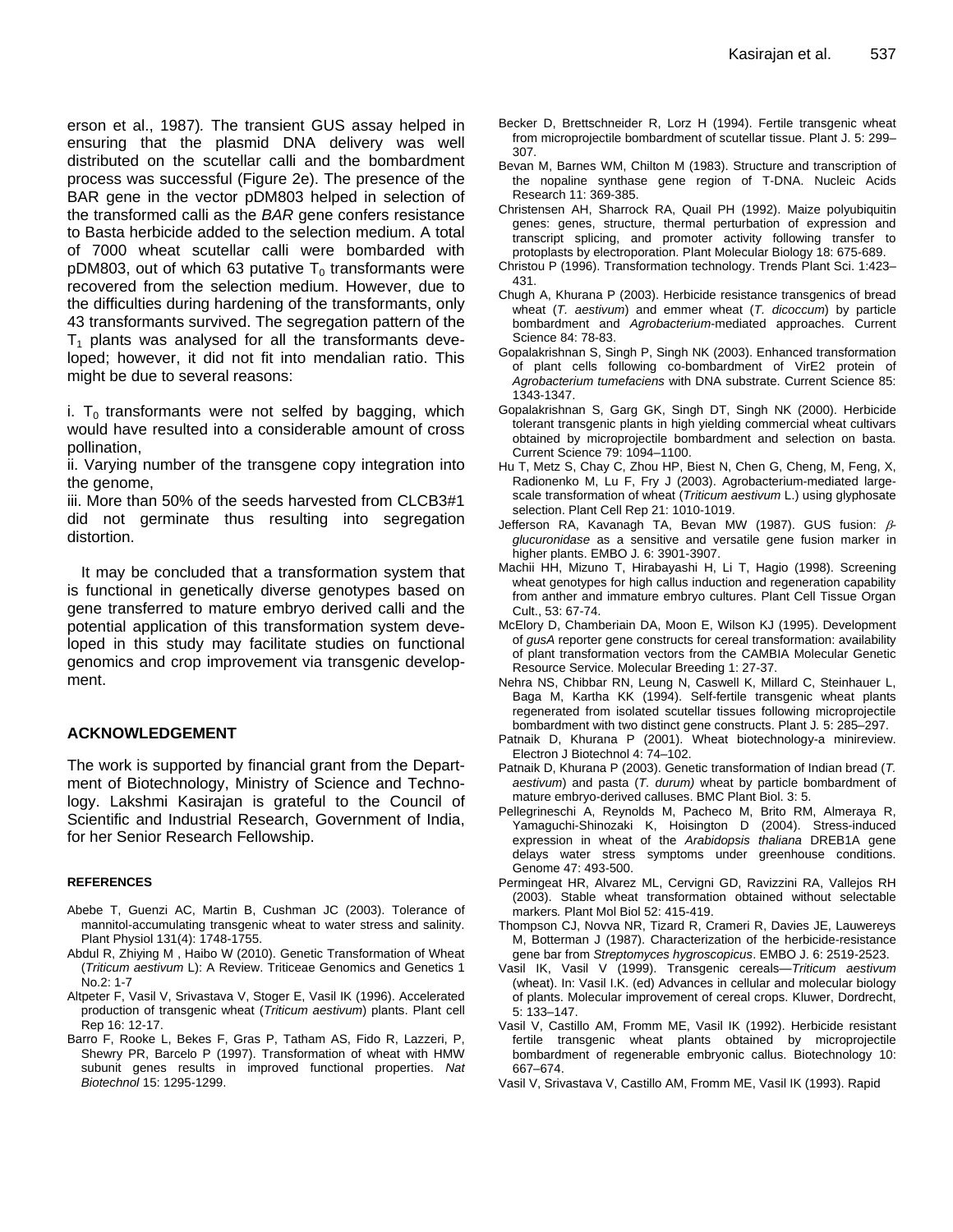erson et al., 1987). The transient GUS assay helped in ensuring that the plasmid DNA delivery was well distributed on the scutellar calli and the bombardment process was successful (Figure 2e). The presence of the BAR gene in the vector pDM803 helped in selection of the transformed calli as the *BAR* gene confers resistance to Basta herbicide added to the selection medium. A total of 7000 wheat scutellar calli were bombarded with pDM803, out of which 63 putative $T_0$ transformants were recovered from the selection medium. However, due to the difficulties during hardening of the transformants, only 43 transformants survived. The segregation pattern of the $T_1$ plants was analysed for all the transformants developed; however, it did not fit into mendalian ratio. This might be due to several reasons:

i. $T_0$ transformants were not selfed by bagging, which would have resulted into a considerable amount of cross pollination,
ii. Varying number of the transgene copy integration into the genome,
iii. More than 50% of the seeds harvested from CLCB3#1 did not germinate thus resulting into segregation distortion.

It may be concluded that a transformation system that is functional in genetically diverse genotypes based on gene transferred to mature embryo derived calli and the potential application of this transformation system developed in this study may facilitate studies on functional genomics and crop improvement via transgenic development.

## ACKNOWLEDGEMENT

The work is supported by financial grant from the Department of Biotechnology, Ministry of Science and Technology. Lakshmi Kasirajan is grateful to the Council of Scientific and Industrial Research, Government of India, for her Senior Research Fellowship.

### REFERENCES

Abebe T, Guenzi AC, Martin B, Cushman JC (2003). Tolerance of mannitol-accumulating transgenic wheat to water stress and salinity. Plant Physiol 131(4): 1748-1755.

Abdul R, Zhiying M , Haibo W (2010). Genetic Transformation of Wheat (*Triticum aestivum* L): A Review. Triticeae Genomics and Genetics 1 No.2: 1-7

Altpeter F, Vasil V, Srivastava V, Stoger E, Vasil IK (1996). Accelerated production of transgenic wheat (*Triticum aestivum*) plants. Plant cell Rep 16: 12-17.

Barro F, Rooke L, Bekes F, Gras P, Tatham AS, Fido R, Lazzeri, P, Shewry PR, Barcelo P (1997). Transformation of wheat with HMW subunit genes results in improved functional properties. *Nat Biotechnol* 15: 1295-1299.

Becker D, Brettschneider R, Lorz H (1994). Fertile transgenic wheat from microprojectile bombardment of scutellar tissue. Plant J. 5: 299–307.

Bevan M, Barnes WM, Chilton M (1983). Structure and transcription of the nopaline synthase gene region of T-DNA. Nucleic Acids Research 11: 369-385.

Christensen AH, Sharrock RA, Quail PH (1992). Maize polyubiquitin genes: structure, thermal perturbation of expression and transcript splicing, and promoter activity following transfer to protoplasts by electroporation. Plant Molecular Biology 18: 675-689.

Christou P (1996). Transformation technology. Trends Plant Sci. 1:423–431.

Chugh A, Khurana P (2003). Herbicide resistance transgenics of bread wheat (*T. aestivum*) and emmer wheat (*T. dicoccum*) by particle bombardment and *Agrobacterium*-mediated approaches. Current Science 84: 78-83.

Gopalakrishnan S, Singh P, Singh NK (2003). Enhanced transformation of plant cells following co-bombardment of VirE2 protein of *Agrobacterium tumefaciens* with DNA substrate. Current Science 85: 1343-1347.

Gopalakrishnan S, Garg GK, Singh DT, Singh NK (2000). Herbicide tolerant transgenic plants in high yielding commercial wheat cultivars obtained by microprojectile bombardment and selection on basta. Current Science 79: 1094–1100.

Hu T, Metz S, Chay C, Zhou HP, Biest N, Chen G, Cheng, M, Feng, X, Radionenko M, Lu F, Fry J (2003). Agrobacterium-mediated large-scale transformation of wheat (*Triticum aestivum* L.) using glyphosate selection. Plant Cell Rep 21: 1010-1019.

Jefferson RA, Kavanagh TA, Bevan MW (1987). GUS fusion: *β-glucuronidase* as a sensitive and versatile gene fusion marker in higher plants. EMBO J. 6: 3901-3907.

Machii HH, Mizuno T, Hirabayashi H, Li T, Hagio (1998). Screening wheat genotypes for high callus induction and regeneration capability from anther and immature embryo cultures. Plant Cell Tissue Organ Cult., 53: 67-74.

McElory D, Chamberiain DA, Moon E, Wilson KJ (1995). Development of *gusA* reporter gene constructs for cereal transformation: availability of plant transformation vectors from the CAMBIA Molecular Genetic Resource Service. Molecular Breeding 1: 27-37.

Nehra NS, Chibbar RN, Leung N, Caswell K, Millard C, Steinhauer L, Baga M, Kartha KK (1994). Self-fertile transgenic wheat plants regenerated from isolated scutellar tissues following microprojectile bombardment with two distinct gene constructs. Plant J. 5: 285–297.

Patnaik D, Khurana P (2001). Wheat biotechnology-a minireview. Electron J Biotechnol 4: 74–102.

Patnaik D, Khurana P (2003). Genetic transformation of Indian bread (*T. aestivum*) and pasta (*T. durum)* wheat by particle bombardment of mature embryo-derived calluses. BMC Plant Biol. 3: 5.

Pellegrineschi A, Reynolds M, Pacheco M, Brito RM, Almeraya R, Yamaguchi-Shinozaki K, Hoisington D (2004). Stress-induced expression in wheat of the *Arabidopsis thaliana* DREB1A gene delays water stress symptoms under greenhouse conditions. Genome 47: 493-500.

Permingeat HR, Alvarez ML, Cervigni GD, Ravizzini RA, Vallejos RH (2003). Stable wheat transformation obtained without selectable markers*.* Plant Mol Biol 52: 415-419.

Thompson CJ, Novva NR, Tizard R, Crameri R, Davies JE, Lauwereys M, Botterman J (1987). Characterization of the herbicide-resistance gene bar from *Streptomyces hygroscopicus*. EMBO J. 6: 2519-2523.

Vasil IK, Vasil V (1999). Transgenic cereals—*Triticum aestivum* (wheat). In: Vasil I.K. (ed) Advances in cellular and molecular biology of plants. Molecular improvement of cereal crops. Kluwer, Dordrecht, 5: 133–147.

Vasil V, Castillo AM, Fromm ME, Vasil IK (1992). Herbicide resistant fertile transgenic wheat plants obtained by microprojectile bombardment of regenerable embryonic callus. Biotechnology 10: 667–674.

Vasil V, Srivastava V, Castillo AM, Fromm ME, Vasil IK (1993). Rapid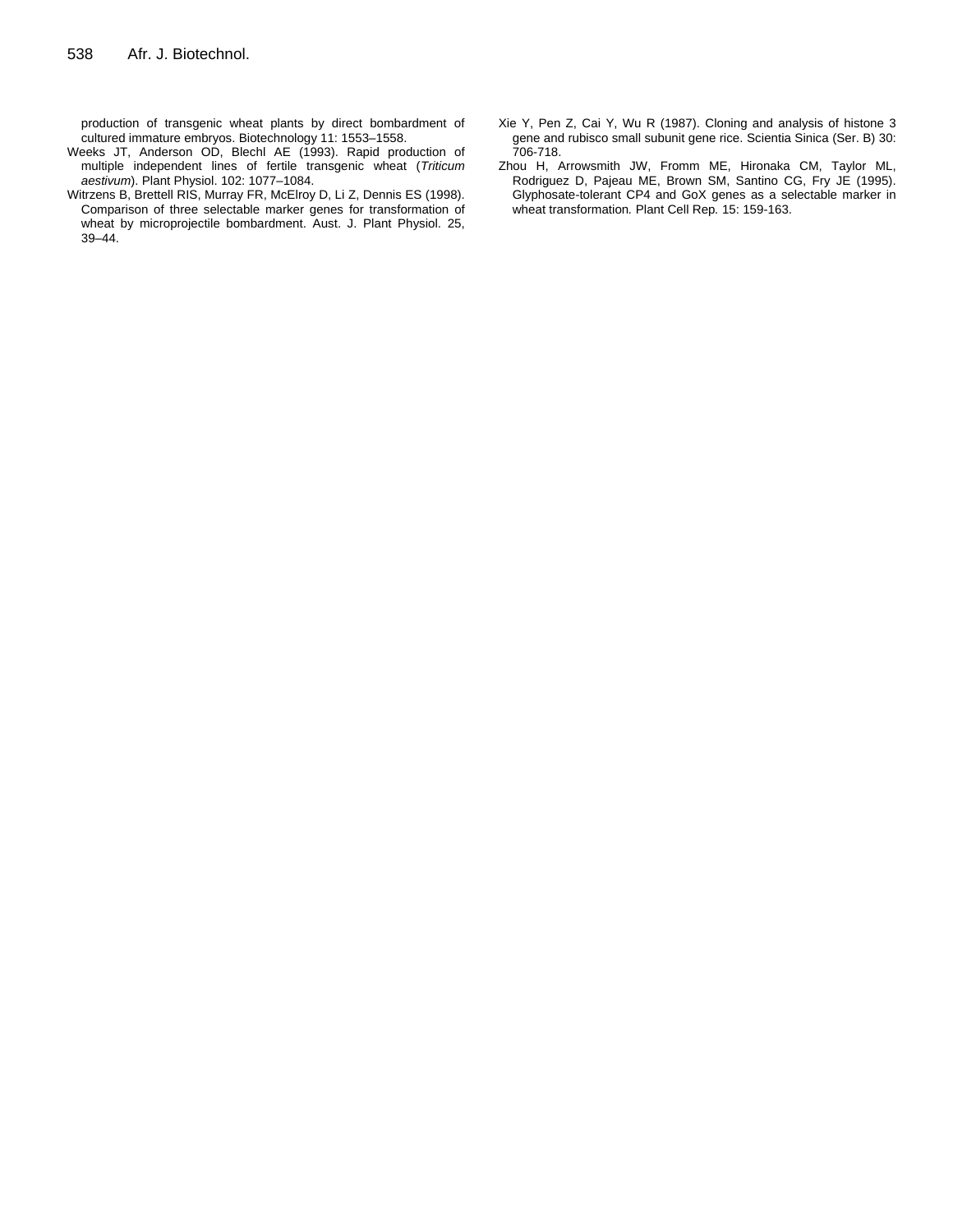production of transgenic wheat plants by direct bombardment of cultured immature embryos. Biotechnology 11: 1553–1558.

Weeks JT, Anderson OD, Blechl AE (1993). Rapid production of multiple independent lines of fertile transgenic wheat (*Triticum aestivum*). Plant Physiol. 102: 1077–1084.

Witrzens B, Brettell RIS, Murray FR, McElroy D, Li Z, Dennis ES (1998). Comparison of three selectable marker genes for transformation of wheat by microprojectile bombardment. Aust. J. Plant Physiol. 25, 39–44.

Xie Y, Pen Z, Cai Y, Wu R (1987). Cloning and analysis of histone 3 gene and rubisco small subunit gene rice. Scientia Sinica (Ser. B) 30: 706-718.

Zhou H, Arrowsmith JW, Fromm ME, Hironaka CM, Taylor ML, Rodriguez D, Pajeau ME, Brown SM, Santino CG, Fry JE (1995). Glyphosate-tolerant CP4 and GoX genes as a selectable marker in wheat transformation*.* Plant Cell Rep*.* 15: 159-163.